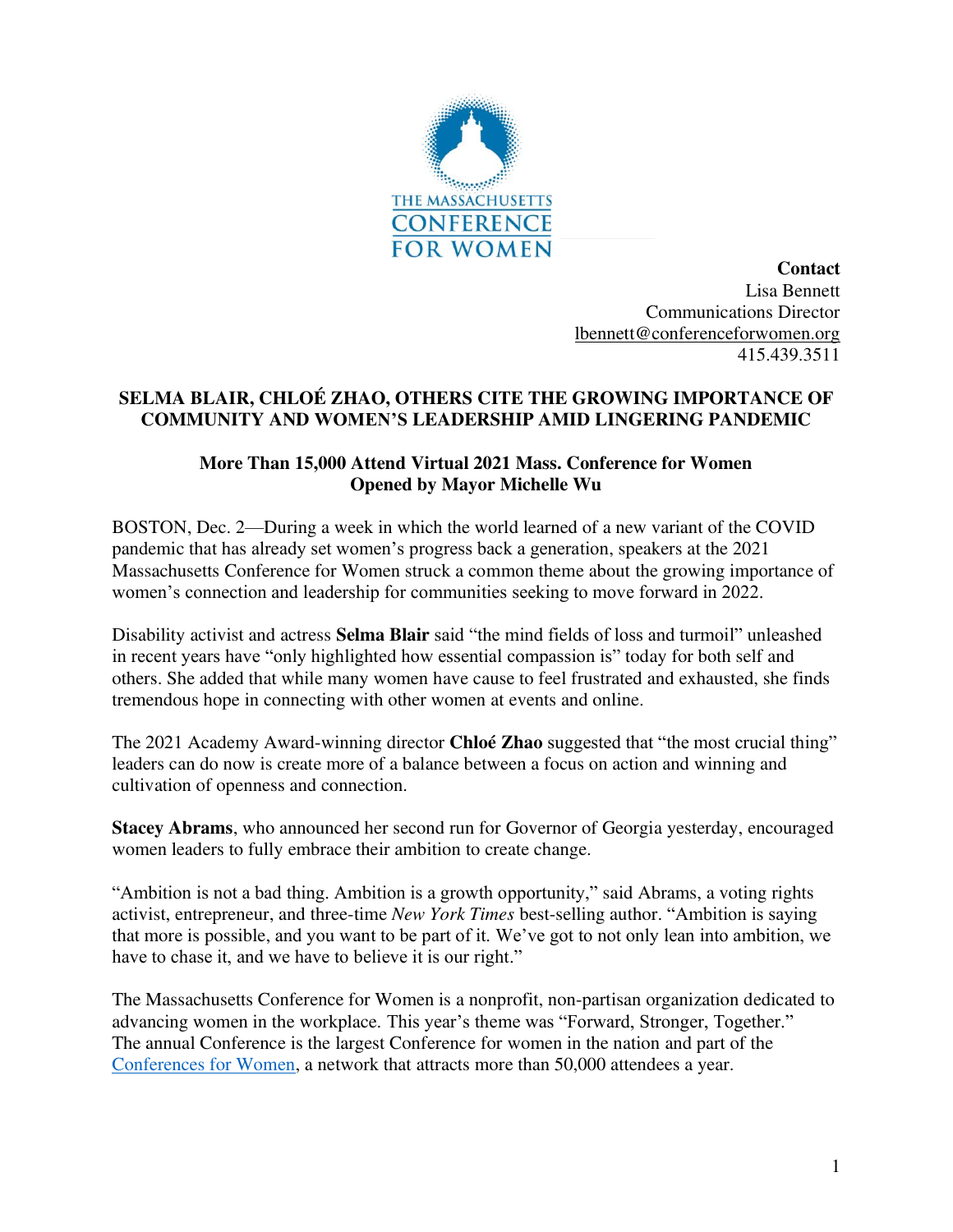THE MASSACHUSETTS CONFERENCE FOR WOMEN

**Contact**
Lisa Bennett
Communications Director
lbennett@conferenceforwomen.org
415.439.3511

## SELMA BLAIR, CHLOÉ ZHAO, OTHERS CITE THE GROWING IMPORTANCE OF COMMUNITY AND WOMEN'S LEADERSHIP AMID LINGERING PANDEMIC

### More Than 15,000 Attend Virtual 2021 Mass. Conference for Women Opened by Mayor Michelle Wu

BOSTON, Dec. 2—During a week in which the world learned of a new variant of the COVID pandemic that has already set women's progress back a generation, speakers at the 2021 Massachusetts Conference for Women struck a common theme about the growing importance of women's connection and leadership for communities seeking to move forward in 2022.

Disability activist and actress **Selma Blair** said "the mind fields of loss and turmoil" unleashed in recent years have "only highlighted how essential compassion is" today for both self and others. She added that while many women have cause to feel frustrated and exhausted, she finds tremendous hope in connecting with other women at events and online.

The 2021 Academy Award-winning director **Chloé Zhao** suggested that "the most crucial thing" leaders can do now is create more of a balance between a focus on action and winning and cultivation of openness and connection.

**Stacey Abrams**, who announced her second run for Governor of Georgia yesterday, encouraged women leaders to fully embrace their ambition to create change.

"Ambition is not a bad thing. Ambition is a growth opportunity," said Abrams, a voting rights activist, entrepreneur, and three-time *New York Times* best-selling author. "Ambition is saying that more is possible, and you want to be part of it. We've got to not only lean into ambition, we have to chase it, and we have to believe it is our right."

The Massachusetts Conference for Women is a nonprofit, non-partisan organization dedicated to advancing women in the workplace. This year's theme was "Forward, Stronger, Together." The annual Conference is the largest Conference for women in the nation and part of the Conferences for Women, a network that attracts more than 50,000 attendees a year.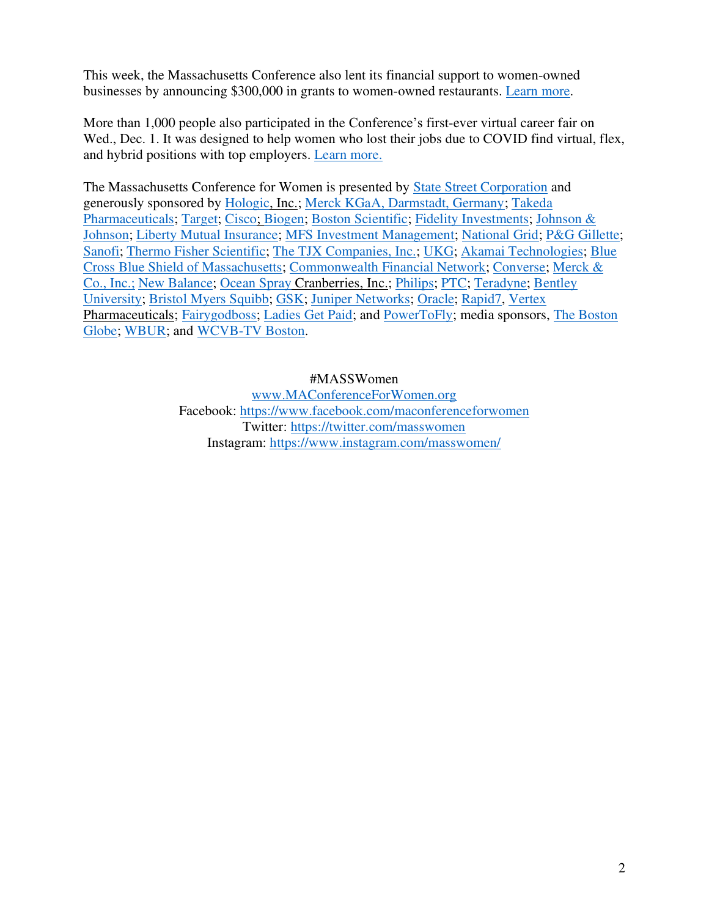This week, the Massachusetts Conference also lent its financial support to women-owned businesses by announcing $300,000 in grants to women-owned restaurants. Learn more.

More than 1,000 people also participated in the Conference's first-ever virtual career fair on Wed., Dec. 1. It was designed to help women who lost their jobs due to COVID find virtual, flex, and hybrid positions with top employers. Learn more.

The Massachusetts Conference for Women is presented by State Street Corporation and generously sponsored by Hologic, Inc.; Merck KGaA, Darmstadt, Germany; Takeda Pharmaceuticals; Target; Cisco; Biogen; Boston Scientific; Fidelity Investments; Johnson & Johnson; Liberty Mutual Insurance; MFS Investment Management; National Grid; P&G Gillette; Sanofi; Thermo Fisher Scientific; The TJX Companies, Inc.; UKG; Akamai Technologies; Blue Cross Blue Shield of Massachusetts; Commonwealth Financial Network; Converse; Merck & Co., Inc.; New Balance; Ocean Spray Cranberries, Inc.; Philips; PTC; Teradyne; Bentley University; Bristol Myers Squibb; GSK; Juniper Networks; Oracle; Rapid7, Vertex Pharmaceuticals; Fairygodboss; Ladies Get Paid; and PowerToFly; media sponsors, The Boston Globe; WBUR; and WCVB-TV Boston.

#MASSWomen
www.MAConferenceForWomen.org
Facebook: https://www.facebook.com/maconferenceforwomen
Twitter: https://twitter.com/masswomen
Instagram: https://www.instagram.com/masswomen/